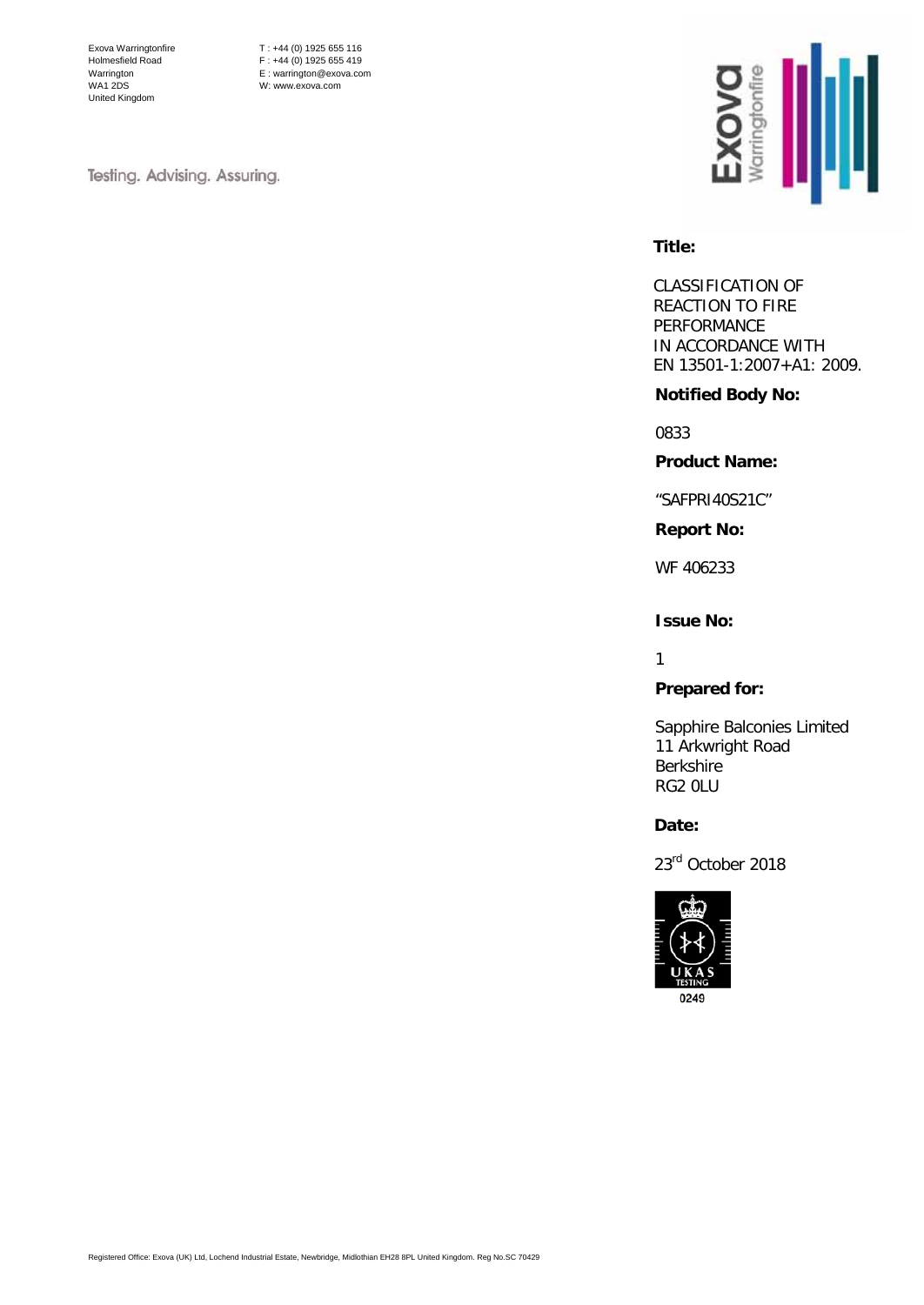Exova Warringtonfire
Holmesfield Road
Warrington
WA1 2DS
United Kingdom

T : +44 (0) 1925 655 116
F : +44 (0) 1925 655 419
E : warrington@exova.com
W: www.exova.com

Testing. Advising. Assuring.

**Title:**

CLASSIFICATION OF REACTION TO FIRE PERFORMANCE IN ACCORDANCE WITH EN 13501-1:2007+A1: 2009.

**Notified Body No:**

0833

**Product Name:**

"SAFPRI40S21C"

**Report No:**

WF 406233

**Issue No:**

1

**Prepared for:**

Sapphire Balconies Limited
11 Arkwright Road
Berkshire
RG2 0LU

**Date:**

23rd October 2018

UKAS TESTING 0249

Registered Office: Exova (UK) Ltd, Lochend Industrial Estate, Newbridge, Midlothian EH28 8PL United Kingdom. Reg No.SC 70429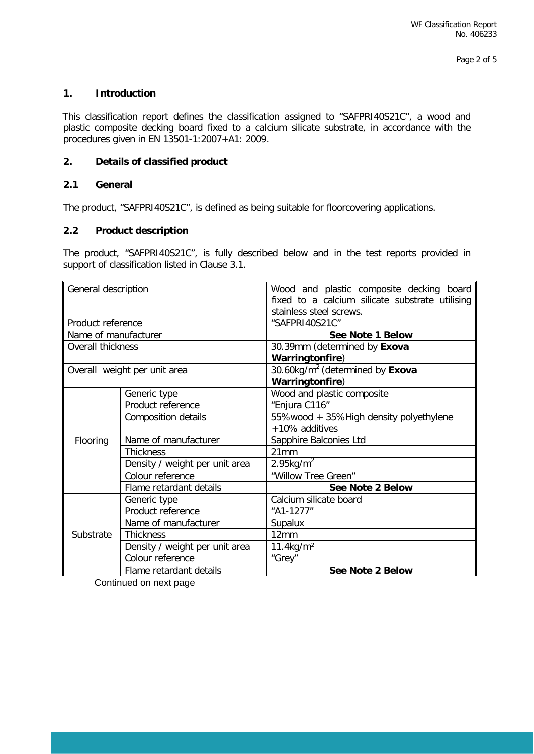## 1. Introduction

This classification report defines the classification assigned to "SAFPRI40S21C", a wood and plastic composite decking board fixed to a calcium silicate substrate, in accordance with the procedures given in EN 13501-1:2007+A1: 2009.

## 2. Details of classified product

### 2.1 General

The product, "SAFPRI40S21C", is defined as being suitable for floorcovering applications.

### 2.2 Product description

The product, "SAFPRI40S21C", is fully described below and in the test reports provided in support of classification listed in Clause 3.1.

| General description | | Wood and plastic composite decking board fixed to a calcium silicate substrate utilising stainless steel screws. |
|---|---|---|
| Product reference | | "SAFPRI40S21C" |
| Name of manufacturer | | **See Note 1 Below** |
| Overall thickness | | 30.39mm (determined by **Exova Warringtonfire**) |
| Overall weight per unit area | | 30.60kg/m$^2$ (determined by **Exova Warringtonfire**) |
| Flooring | Generic type | Wood and plastic composite |
| | Product reference | "Enjura C116" |
| | Composition details | 55% wood + 35% High density polyethylene +10% additives |
| | Name of manufacturer | Sapphire Balconies Ltd |
| | Thickness | 21mm |
| | Density / weight per unit area | 2.95kg/m$^2$ |
| | Colour reference | "Willow Tree Green" |
| | Flame retardant details | **See Note 2 Below** |
| Substrate | Generic type | Calcium silicate board |
| | Product reference | "A1-1277" |
| | Name of manufacturer | Supalux |
| | Thickness | 12mm |
| | Density / weight per unit area | 11.4kg/m$^2$ |
| | Colour reference | "Grey" |
| | Flame retardant details | **See Note 2 Below** |

Continued on next page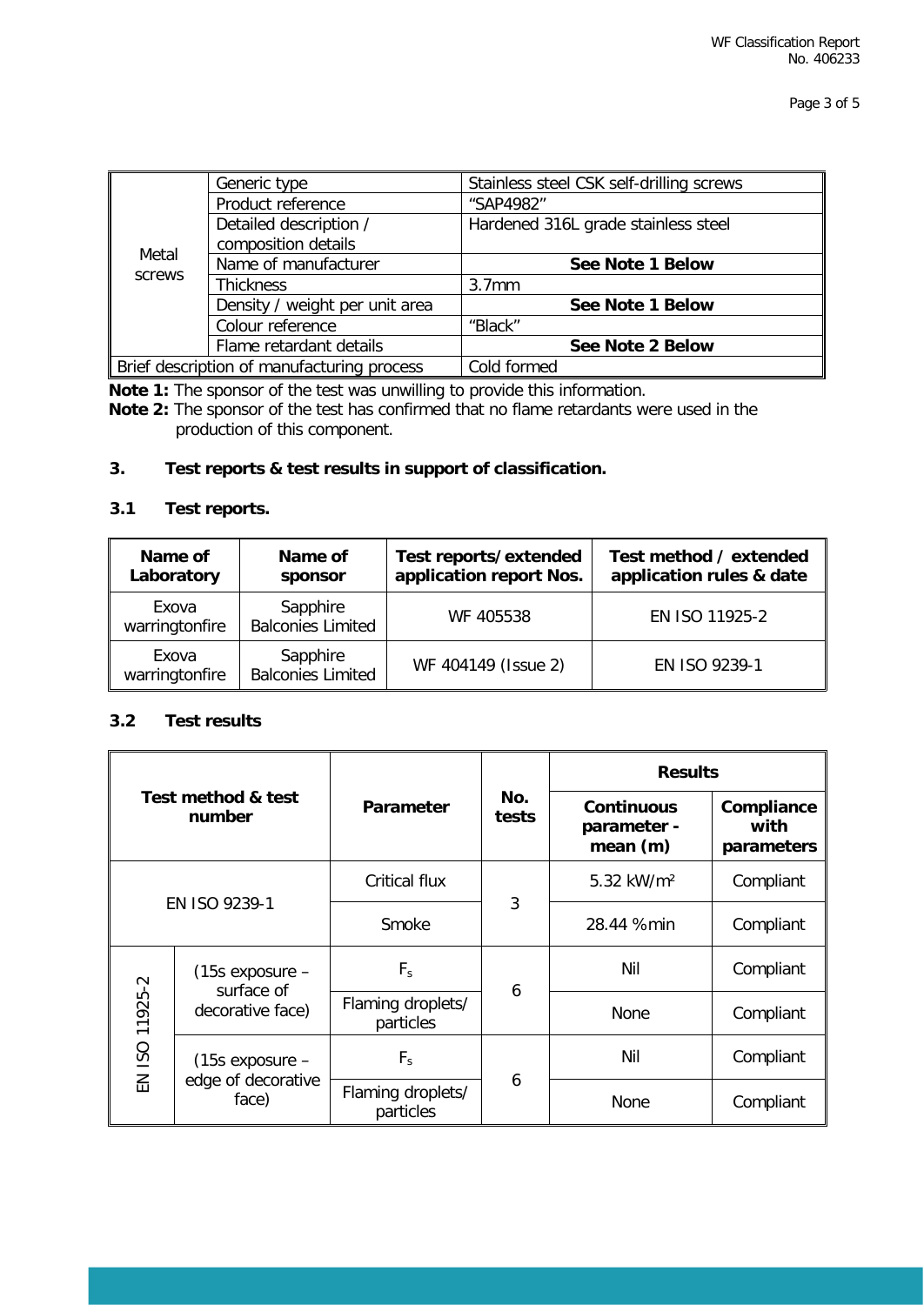| Metal screws | Generic type | Stainless steel CSK self-drilling screws |
|---|---|---|
| | Product reference | "SAP4982" |
| | Detailed description / composition details | Hardened 316L grade stainless steel |
| | Name of manufacturer | **See Note 1 Below** |
| | Thickness | 3.7mm |
| | Density / weight per unit area | **See Note 1 Below** |
| | Colour reference | "Black" |
| | Flame retardant details | **See Note 2 Below** |
| Brief description of manufacturing process | | Cold formed |

**Note 1:** The sponsor of the test was unwilling to provide this information.

**Note 2:** The sponsor of the test has confirmed that no flame retardants were used in the production of this component.

## 3. Test reports & test results in support of classification.

### 3.1 Test reports.

| Name of Laboratory | Name of sponsor | Test reports/extended application report Nos. | Test method / extended application rules & date |
|---|---|---|---|
| Exova warringtonfire | Sapphire Balconies Limited | WF 405538 | EN ISO 11925-2 |
| Exova warringtonfire | Sapphire Balconies Limited | WF 404149 (Issue 2) | EN ISO 9239-1 |

### 3.2 Test results

| Test method & test number | | Parameter | No. tests | Results | |
|---|---|---|---|---|---|
| | | | | Continuous parameter - mean (m) | Compliance with parameters |
| EN ISO 9239-1 | | Critical flux | 3 | 5.32 kW/m² | Compliant |
| | | Smoke | | 28.44 %min | Compliant |
| EN ISO 11925-2 | (15s exposure – surface of decorative face) | $F_s$ | 6 | Nil | Compliant |
| | | Flaming droplets/ particles | | None | Compliant |
| | (15s exposure – edge of decorative face) | $F_s$ | 6 | Nil | Compliant |
| | | Flaming droplets/ particles | | None | Compliant |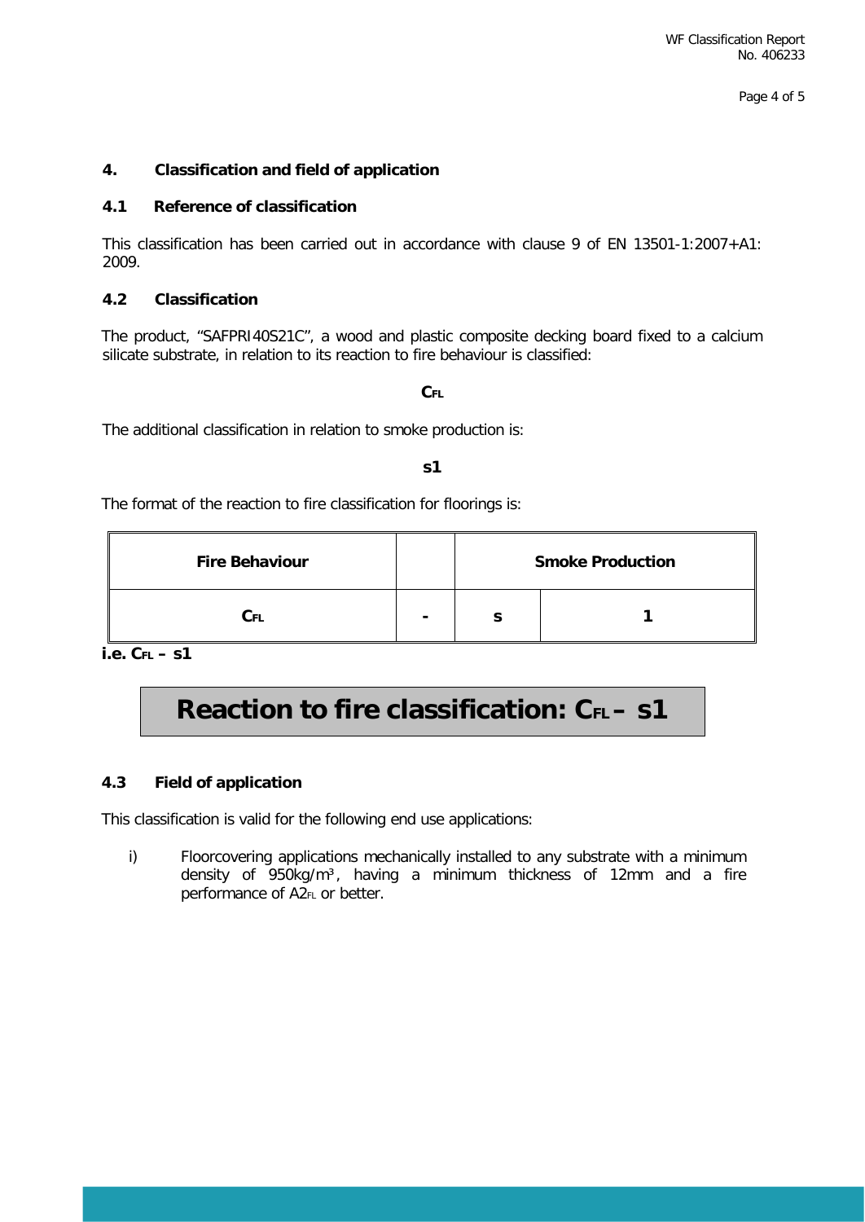## 4. Classification and field of application

### 4.1 Reference of classification

This classification has been carried out in accordance with clause 9 of EN 13501-1:2007+A1: 2009.

### 4.2 Classification

The product, "SAFPRI40S21C", a wood and plastic composite decking board fixed to a calcium silicate substrate, in relation to its reaction to fire behaviour is classified:

**$C_{FL}$**

The additional classification in relation to smoke production is:

**s1**

The format of the reaction to fire classification for floorings is:

| Fire Behaviour | | Smoke Production | |
|---|---|---|---|
| $C_{FL}$ | - | s | 1 |

**i.e. $C_{FL}$ – s1**

**Reaction to fire classification: $C_{FL}$ – s1**

### 4.3 Field of application

This classification is valid for the following end use applications:

i) Floorcovering applications mechanically installed to any substrate with a minimum density of 950kg/m³, having a minimum thickness of 12mm and a fire performance of $A2_{FL}$ or better.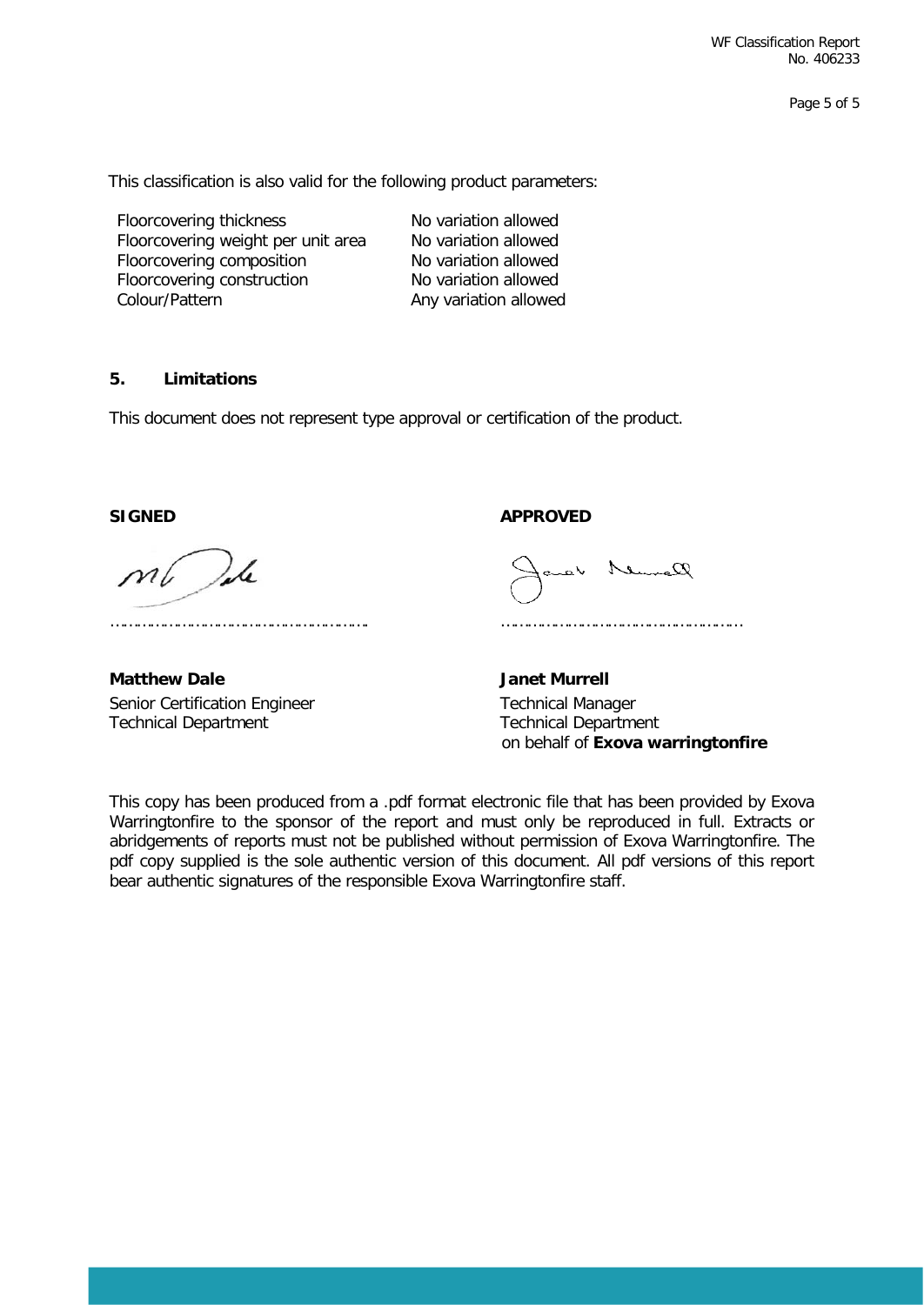This classification is also valid for the following product parameters:

| | |
|---|---|
| Floorcovering thickness | No variation allowed |
| Floorcovering weight per unit area | No variation allowed |
| Floorcovering composition | No variation allowed |
| Floorcovering construction | No variation allowed |
| Colour/Pattern | Any variation allowed |

## 5. Limitations

This document does not represent type approval or certification of the product.

| **SIGNED** | **APPROVED** |
|---|---|
| ………………………………………… | ………………………………………… |
| **Matthew Dale** | **Janet Murrell** |
| Senior Certification Engineer | Technical Manager |
| Technical Department | Technical Department |
| | on behalf of **Exova warringtonfire** |

This copy has been produced from a .pdf format electronic file that has been provided by Exova Warringtonfire to the sponsor of the report and must only be reproduced in full. Extracts or abridgements of reports must not be published without permission of Exova Warringtonfire. The pdf copy supplied is the sole authentic version of this document. All pdf versions of this report bear authentic signatures of the responsible Exova Warringtonfire staff.